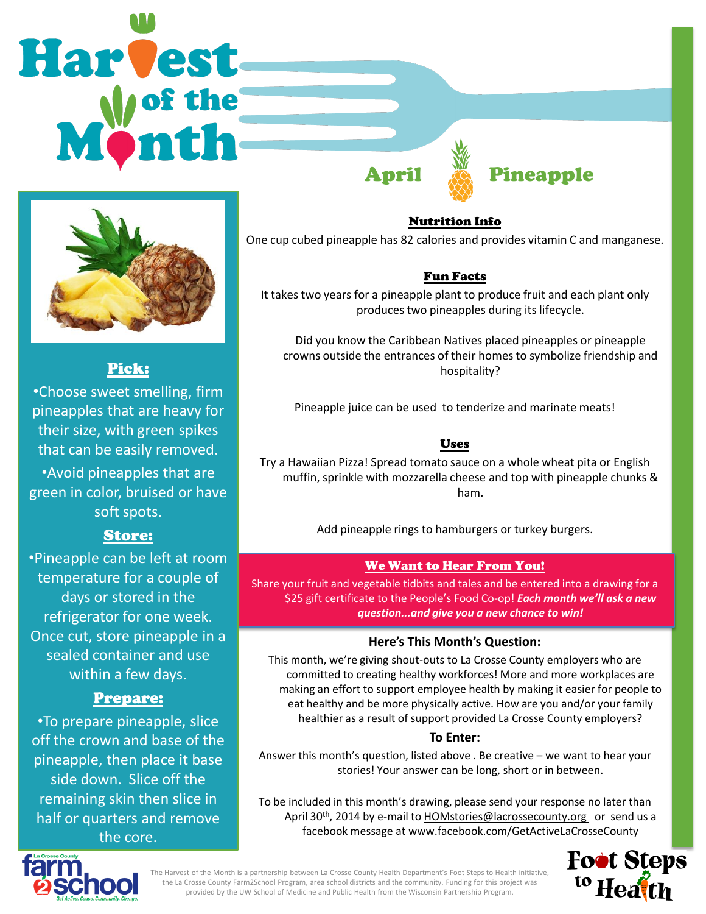# Harvest of the Month

## April Pineapple

### Pick:

- Choose sweet smelling, firm pineapples that are heavy for their size, with green spikes that can be easily removed.
- Avoid pineapples that are green in color, bruised or have soft spots.

### Store:

- Pineapple can be left at room temperature for a couple of days or stored in the refrigerator for one week. Once cut, store pineapple in a sealed container and use within a few days.

### Prepare:

- To prepare pineapple, slice off the crown and base of the pineapple, then place it base side down. Slice off the remaining skin then slice in half or quarters and remove the core.

### Nutrition Info

One cup cubed pineapple has 82 calories and provides vitamin C and manganese.

### Fun Facts

It takes two years for a pineapple plant to produce fruit and each plant only produces two pineapples during its lifecycle.

Did you know the Caribbean Natives placed pineapples or pineapple crowns outside the entrances of their homes to symbolize friendship and hospitality?

Pineapple juice can be used to tenderize and marinate meats!

### Uses

Try a Hawaiian Pizza! Spread tomato sauce on a whole wheat pita or English muffin, sprinkle with mozzarella cheese and top with pineapple chunks & ham.

Add pineapple rings to hamburgers or turkey burgers.

### We Want to Hear From You!

Share your fruit and vegetable tidbits and tales and be entered into a drawing for a $25 gift certificate to the People's Food Co-op! ***Each month we'll ask a new question...and give you a new chance to win!***

**Here's This Month's Question:**

This month, we're giving shout-outs to La Crosse County employers who are committed to creating healthy workforces! More and more workplaces are making an effort to support employee health by making it easier for people to eat healthy and be more physically active. How are you and/or your family healthier as a result of support provided La Crosse County employers?

**To Enter:**

Answer this month's question, listed above . Be creative – we want to hear your stories! Your answer can be long, short or in between.

To be included in this month's drawing, please send your response no later than April 30th, 2014 by e-mail to HOMstories@lacrossecounty.org or send us a facebook message at www.facebook.com/GetActiveLaCrosseCounty

The Harvest of the Month is a partnership between La Crosse County Health Department's Foot Steps to Health initiative, the La Crosse County Farm2School Program, area school districts and the community. Funding for this project was provided by the UW School of Medicine and Public Health from the Wisconsin Partnership Program.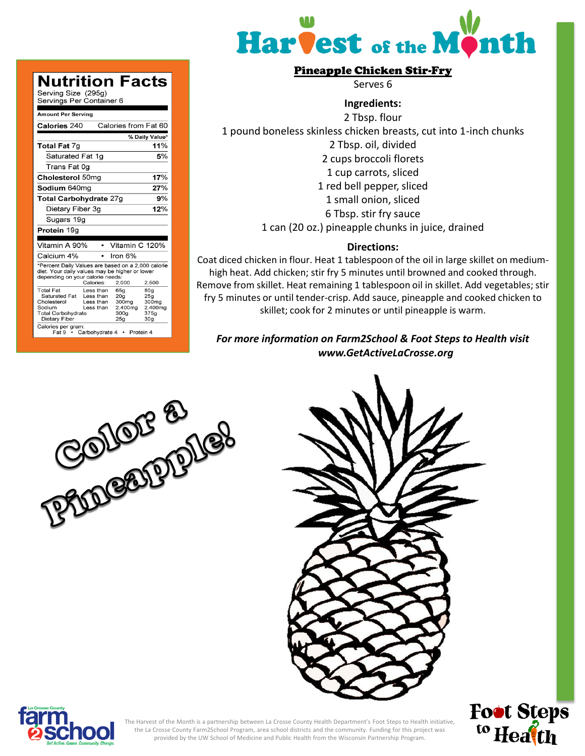# Harvest of the Month

## Nutrition Facts

Serving Size (295g)
Servings Per Container 6

| | |
|---|---|
| **Amount Per Serving** | |
| **Calories** 240 | Calories from Fat 60 |
| | **% Daily Value*** |
| **Total Fat** 7g | **11%** |
| Saturated Fat 1g | **5%** |
| Trans Fat 0g | |
| **Cholesterol** 50mg | **17%** |
| **Sodium** 640mg | **27%** |
| **Total Carbohydrate** 27g | **9%** |
| Dietary Fiber 3g | **12%** |
| Sugars 19g | |
| **Protein** 19g | |

| | |
|---|---|
| Vitamin A 90% | Vitamin C 120% |
| Calcium 4% | Iron 6% |

*Percent Daily Values are based on a 2,000 calorie diet. Your daily values may be higher or lower depending on your calorie needs:

| | | | |
|---|---|---|---|
| | Calories: | 2,000 | 2,500 |
| Total Fat | Less than | 65g | 80g |
| Saturated Fat | Less than | 20g | 25g |
| Cholesterol | Less than | 300mg | 300mg |
| Sodium | Less than | 2,400mg | 2,400mg |
| Total Carbohydrate | | 300g | 375g |
| Dietary Fiber | | 25g | 30g |

Calories per gram:
Fat 9 • Carbohydrate 4 • Protein 4

## Pineapple Chicken Stir-Fry

Serves 6

**Ingredients:**

2 Tbsp. flour
1 pound boneless skinless chicken breasts, cut into 1-inch chunks
2 Tbsp. oil, divided
2 cups broccoli florets
1 cup carrots, sliced
1 red bell pepper, sliced
1 small onion, sliced
6 Tbsp. stir fry sauce
1 can (20 oz.) pineapple chunks in juice, drained

**Directions:**

Coat diced chicken in flour. Heat 1 tablespoon of the oil in large skillet on medium-high heat. Add chicken; stir fry 5 minutes until browned and cooked through. Remove from skillet. Heat remaining 1 tablespoon oil in skillet. Add vegetables; stir fry 5 minutes or until tender-crisp. Add sauce, pineapple and cooked chicken to skillet; cook for 2 minutes or until pineapple is warm.

***For more information on Farm2School & Foot Steps to Health visit www.GetActiveLaCrosse.org***

Color a Pineapple!

La Crosse County farm 2 school — Get Active. Cause. Community. Change.

The Harvest of the Month is a partnership between La Crosse County Health Department's Foot Steps to Health initiative, the La Crosse County Farm2School Program, area school districts and the community. Funding for this project was provided by the UW School of Medicine and Public Health from the Wisconsin Partnership Program.

Foot Steps to Health